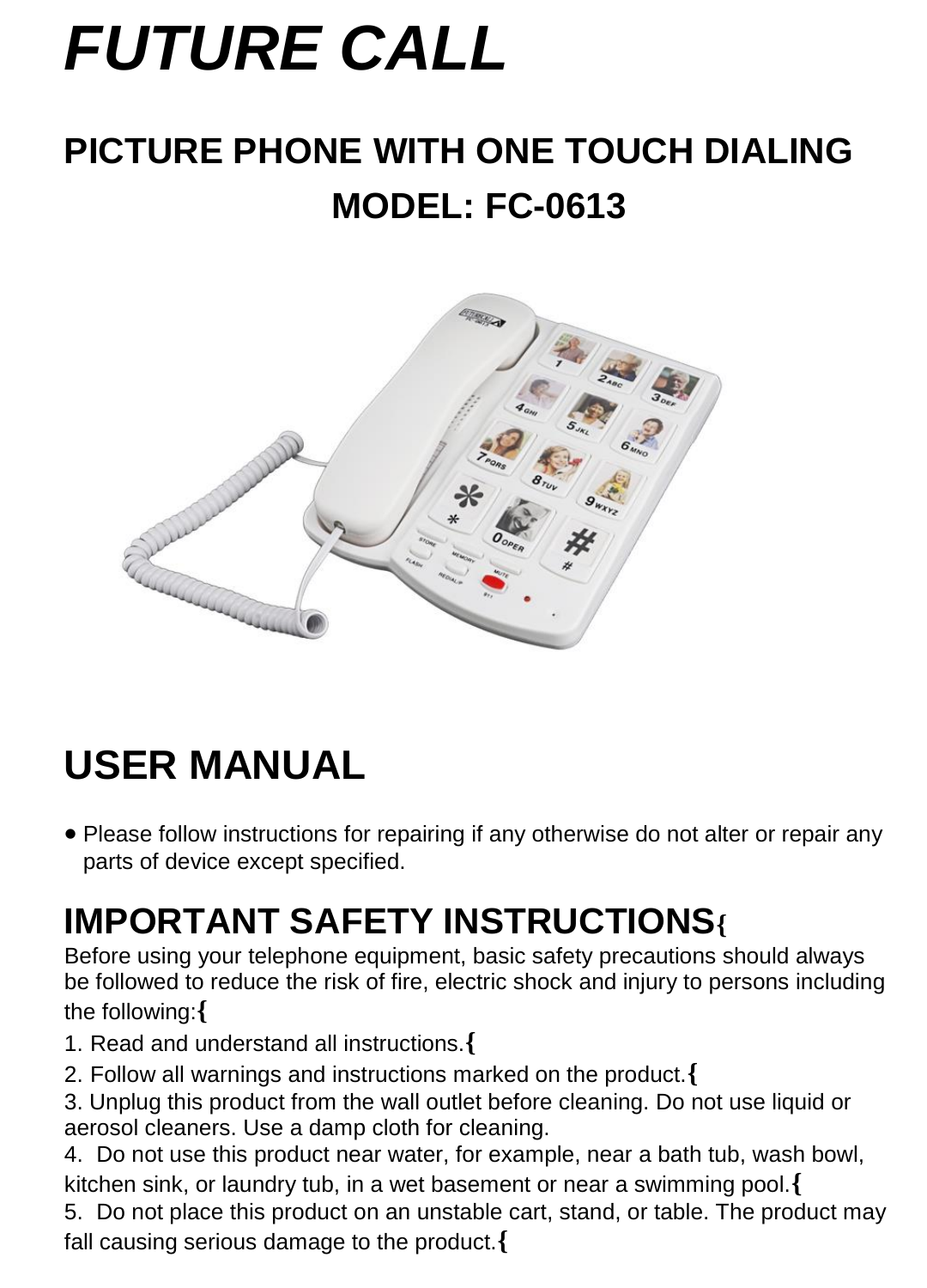# *FUTURE CALL*

## PICTURE PHONE WITH ONE TOUCH DIALING

## MODEL: FC-0613

# USER MANUAL

- Please follow instructions for repairing if any otherwise do not alter or repair any parts of device except specified.

## IMPORTANT SAFETY INSTRUCTIONS{

Before using your telephone equipment, basic safety precautions should always be followed to reduce the risk of fire, electric shock and injury to persons including the following:{

1. Read and understand all instructions.{
2. Follow all warnings and instructions marked on the product.{
3. Unplug this product from the wall outlet before cleaning. Do not use liquid or aerosol cleaners. Use a damp cloth for cleaning.
4. Do not use this product near water, for example, near a bath tub, wash bowl, kitchen sink, or laundry tub, in a wet basement or near a swimming pool.{
5. Do not place this product on an unstable cart, stand, or table. The product may fall causing serious damage to the product.{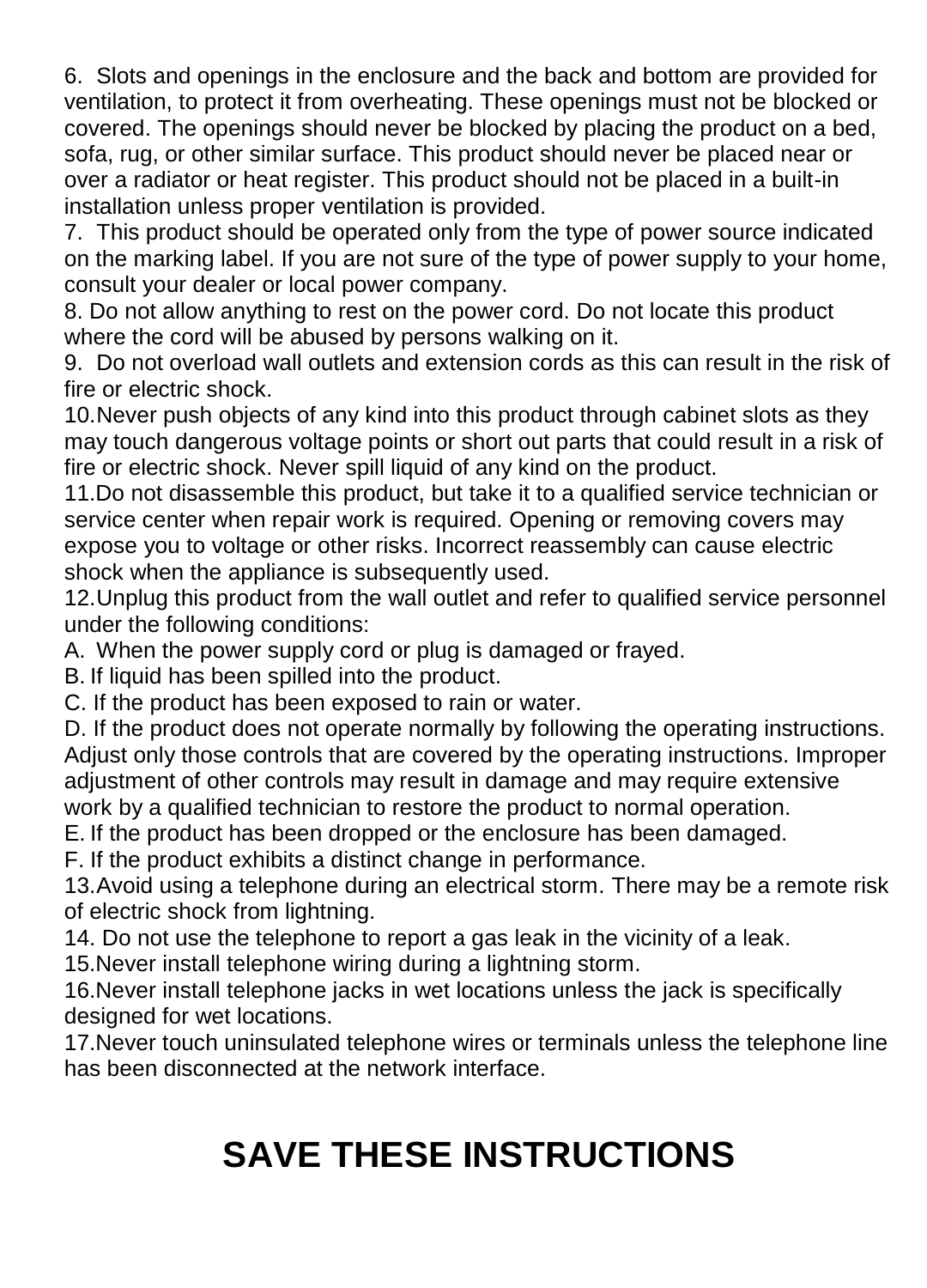6. Slots and openings in the enclosure and the back and bottom are provided for ventilation, to protect it from overheating. These openings must not be blocked or covered. The openings should never be blocked by placing the product on a bed, sofa, rug, or other similar surface. This product should never be placed near or over a radiator or heat register. This product should not be placed in a built-in installation unless proper ventilation is provided.

7. This product should be operated only from the type of power source indicated on the marking label. If you are not sure of the type of power supply to your home, consult your dealer or local power company.

8. Do not allow anything to rest on the power cord. Do not locate this product where the cord will be abused by persons walking on it.

9. Do not overload wall outlets and extension cords as this can result in the risk of fire or electric shock.

10. Never push objects of any kind into this product through cabinet slots as they may touch dangerous voltage points or short out parts that could result in a risk of fire or electric shock. Never spill liquid of any kind on the product.

11. Do not disassemble this product, but take it to a qualified service technician or service center when repair work is required. Opening or removing covers may expose you to voltage or other risks. Incorrect reassembly can cause electric shock when the appliance is subsequently used.

12. Unplug this product from the wall outlet and refer to qualified service personnel under the following conditions:

A. When the power supply cord or plug is damaged or frayed.

B. If liquid has been spilled into the product.

C. If the product has been exposed to rain or water.

D. If the product does not operate normally by following the operating instructions. Adjust only those controls that are covered by the operating instructions. Improper adjustment of other controls may result in damage and may require extensive work by a qualified technician to restore the product to normal operation.

E. If the product has been dropped or the enclosure has been damaged.

F. If the product exhibits a distinct change in performance.

13. Avoid using a telephone during an electrical storm. There may be a remote risk of electric shock from lightning.

14. Do not use the telephone to report a gas leak in the vicinity of a leak.

15. Never install telephone wiring during a lightning storm.

16. Never install telephone jacks in wet locations unless the jack is specifically designed for wet locations.

17. Never touch uninsulated telephone wires or terminals unless the telephone line has been disconnected at the network interface.

# SAVE THESE INSTRUCTIONS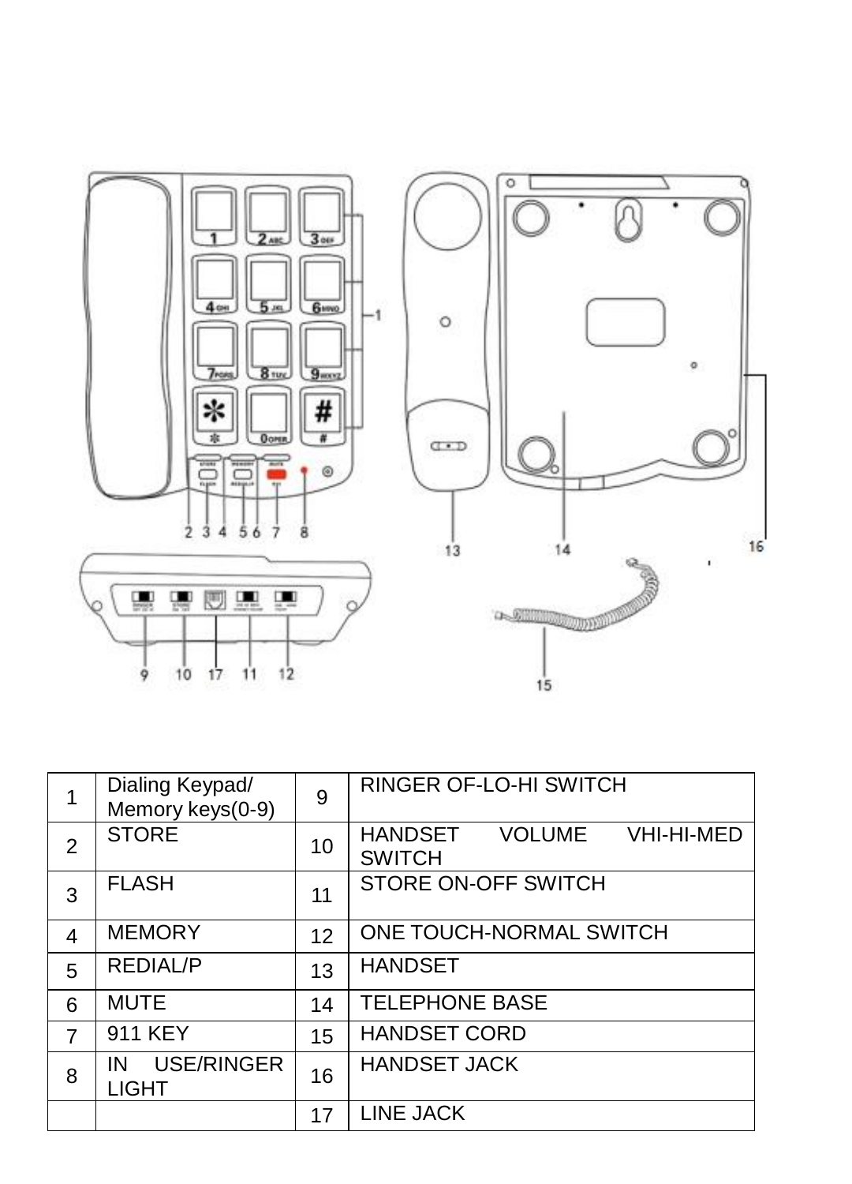| 1 | Dialing Keypad/ Memory keys(0-9) | 9 | RINGER OF-LO-HI SWITCH |
|---|---|---|---|
| 2 | STORE | 10 | HANDSET VOLUME VHI-HI-MED SWITCH |
| 3 | FLASH | 11 | STORE ON-OFF SWITCH |
| 4 | MEMORY | 12 | ONE TOUCH-NORMAL SWITCH |
| 5 | REDIAL/P | 13 | HANDSET |
| 6 | MUTE | 14 | TELEPHONE BASE |
| 7 | 911 KEY | 15 | HANDSET CORD |
| 8 | IN USE/RINGER LIGHT | 16 | HANDSET JACK |
| | | 17 | LINE JACK |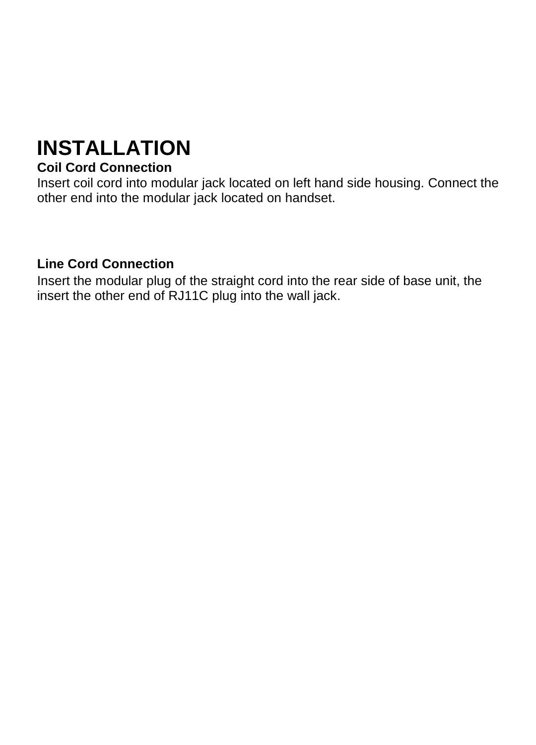# INSTALLATION

**Coil Cord Connection**

Insert coil cord into modular jack located on left hand side housing. Connect the other end into the modular jack located on handset.

**Line Cord Connection**

Insert the modular plug of the straight cord into the rear side of base unit, the insert the other end of RJ11C plug into the wall jack.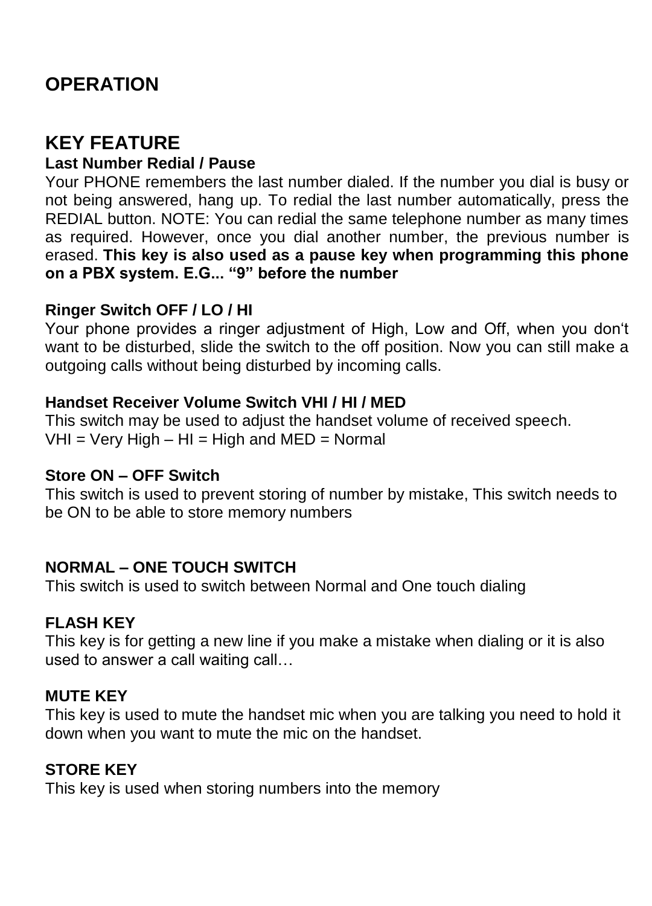# OPERATION

## KEY FEATURE

**Last Number Redial / Pause**

Your PHONE remembers the last number dialed. If the number you dial is busy or not being answered, hang up. To redial the last number automatically, press the REDIAL button. NOTE: You can redial the same telephone number as many times as required. However, once you dial another number, the previous number is erased. **This key is also used as a pause key when programming this phone on a PBX system. E.G... "9" before the number**

**Ringer Switch OFF / LO / HI**

Your phone provides a ringer adjustment of High, Low and Off, when you don't want to be disturbed, slide the switch to the off position. Now you can still make a outgoing calls without being disturbed by incoming calls.

**Handset Receiver Volume Switch VHI / HI / MED**

This switch may be used to adjust the handset volume of received speech.
VHI = Very High – HI = High and MED = Normal

**Store ON – OFF Switch**

This switch is used to prevent storing of number by mistake, This switch needs to be ON to be able to store memory numbers

**NORMAL – ONE TOUCH SWITCH**

This switch is used to switch between Normal and One touch dialing

**FLASH KEY**

This key is for getting a new line if you make a mistake when dialing or it is also used to answer a call waiting call…

**MUTE KEY**

This key is used to mute the handset mic when you are talking you need to hold it down when you want to mute the mic on the handset.

**STORE KEY**

This key is used when storing numbers into the memory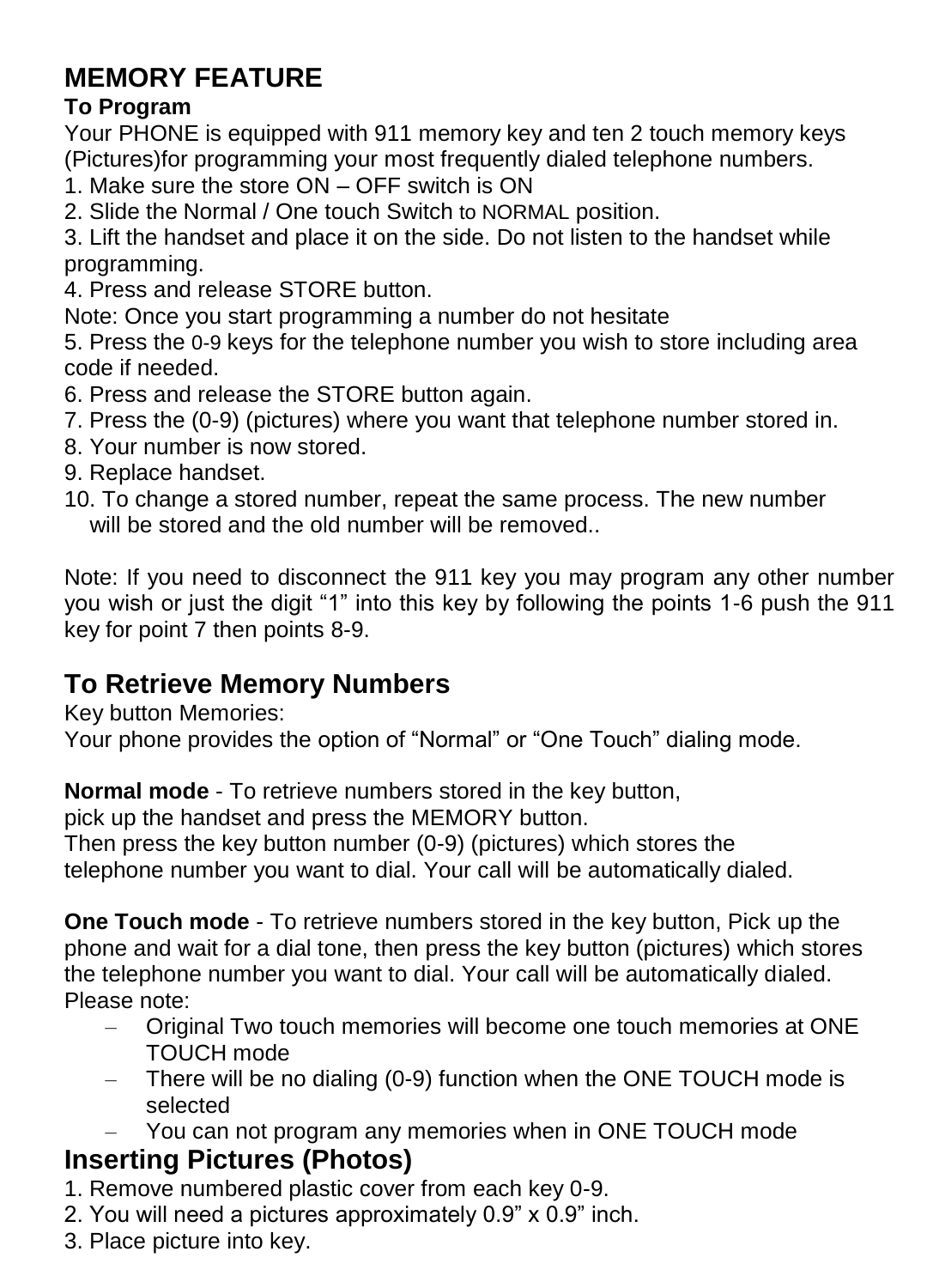## MEMORY FEATURE

**To Program**

Your PHONE is equipped with 911 memory key and ten 2 touch memory keys (Pictures)for programming your most frequently dialed telephone numbers.

1. Make sure the store ON – OFF switch is ON
2. Slide the Normal / One touch Switch to NORMAL position.
3. Lift the handset and place it on the side. Do not listen to the handset while programming.
4. Press and release STORE button.

Note: Once you start programming a number do not hesitate

5. Press the 0-9 keys for the telephone number you wish to store including area code if needed.
6. Press and release the STORE button again.
7. Press the (0-9) (pictures) where you want that telephone number stored in.
8. Your number is now stored.
9. Replace handset.
10. To change a stored number, repeat the same process. The new number will be stored and the old number will be removed..

Note: If you need to disconnect the 911 key you may program any other number you wish or just the digit "1" into this key by following the points 1-6 push the 911 key for point 7 then points 8-9.

## To Retrieve Memory Numbers

Key button Memories:

Your phone provides the option of "Normal" or "One Touch" dialing mode.

**Normal mode** - To retrieve numbers stored in the key button, pick up the handset and press the MEMORY button.
Then press the key button number (0-9) (pictures) which stores the telephone number you want to dial. Your call will be automatically dialed.

**One Touch mode** - To retrieve numbers stored in the key button, Pick up the phone and wait for a dial tone, then press the key button (pictures) which stores the telephone number you want to dial. Your call will be automatically dialed.
Please note:

- Original Two touch memories will become one touch memories at ONE TOUCH mode
- There will be no dialing (0-9) function when the ONE TOUCH mode is selected
- You can not program any memories when in ONE TOUCH mode

## Inserting Pictures (Photos)

1. Remove numbered plastic cover from each key 0-9.
2. You will need a pictures approximately 0.9" x 0.9" inch.
3. Place picture into key.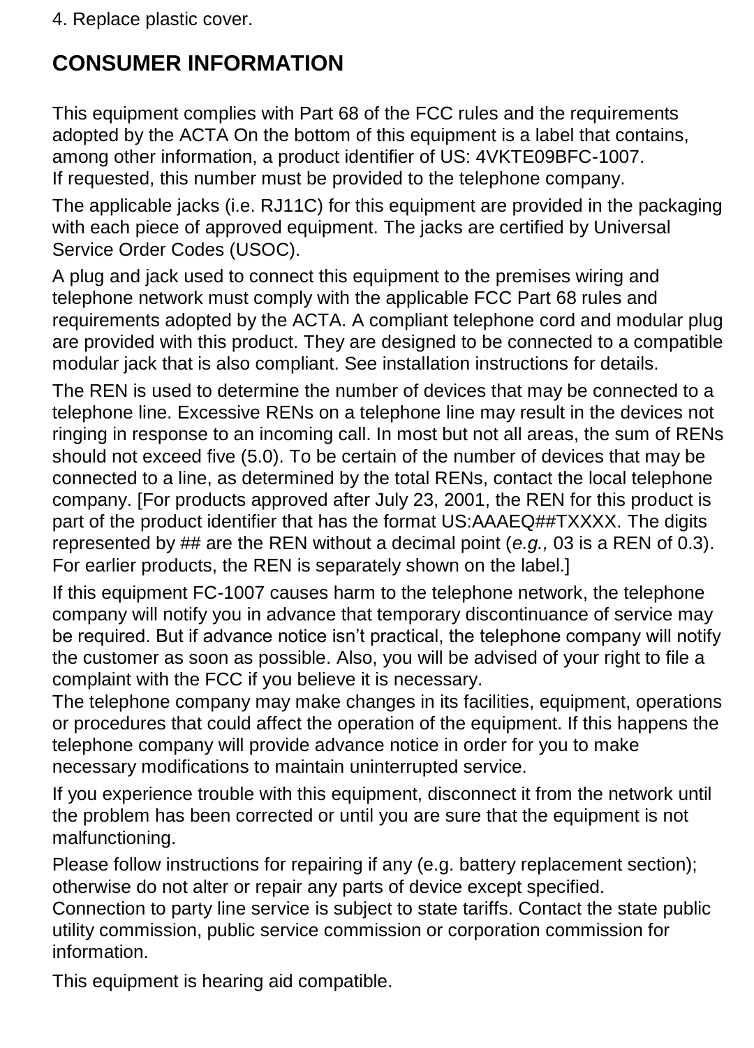4. Replace plastic cover.

## CONSUMER INFORMATION

This equipment complies with Part 68 of the FCC rules and the requirements adopted by the ACTA On the bottom of this equipment is a label that contains, among other information, a product identifier of US: 4VKTE09BFC-1007.
If requested, this number must be provided to the telephone company.

The applicable jacks (i.e. RJ11C) for this equipment are provided in the packaging with each piece of approved equipment. The jacks are certified by Universal Service Order Codes (USOC).

A plug and jack used to connect this equipment to the premises wiring and telephone network must comply with the applicable FCC Part 68 rules and requirements adopted by the ACTA. A compliant telephone cord and modular plug are provided with this product. They are designed to be connected to a compatible modular jack that is also compliant. See installation instructions for details.

The REN is used to determine the number of devices that may be connected to a telephone line. Excessive RENs on a telephone line may result in the devices not ringing in response to an incoming call. In most but not all areas, the sum of RENs should not exceed five (5.0). To be certain of the number of devices that may be connected to a line, as determined by the total RENs, contact the local telephone company. [For products approved after July 23, 2001, the REN for this product is part of the product identifier that has the format US:AAAEQ##TXXXX. The digits represented by ## are the REN without a decimal point (*e.g.,* 03 is a REN of 0.3). For earlier products, the REN is separately shown on the label.]

If this equipment FC-1007 causes harm to the telephone network, the telephone company will notify you in advance that temporary discontinuance of service may be required. But if advance notice isn't practical, the telephone company will notify the customer as soon as possible. Also, you will be advised of your right to file a complaint with the FCC if you believe it is necessary.
The telephone company may make changes in its facilities, equipment, operations or procedures that could affect the operation of the equipment. If this happens the telephone company will provide advance notice in order for you to make necessary modifications to maintain uninterrupted service.

If you experience trouble with this equipment, disconnect it from the network until the problem has been corrected or until you are sure that the equipment is not malfunctioning.

Please follow instructions for repairing if any (e.g. battery replacement section); otherwise do not alter or repair any parts of device except specified.
Connection to party line service is subject to state tariffs. Contact the state public utility commission, public service commission or corporation commission for information.

This equipment is hearing aid compatible.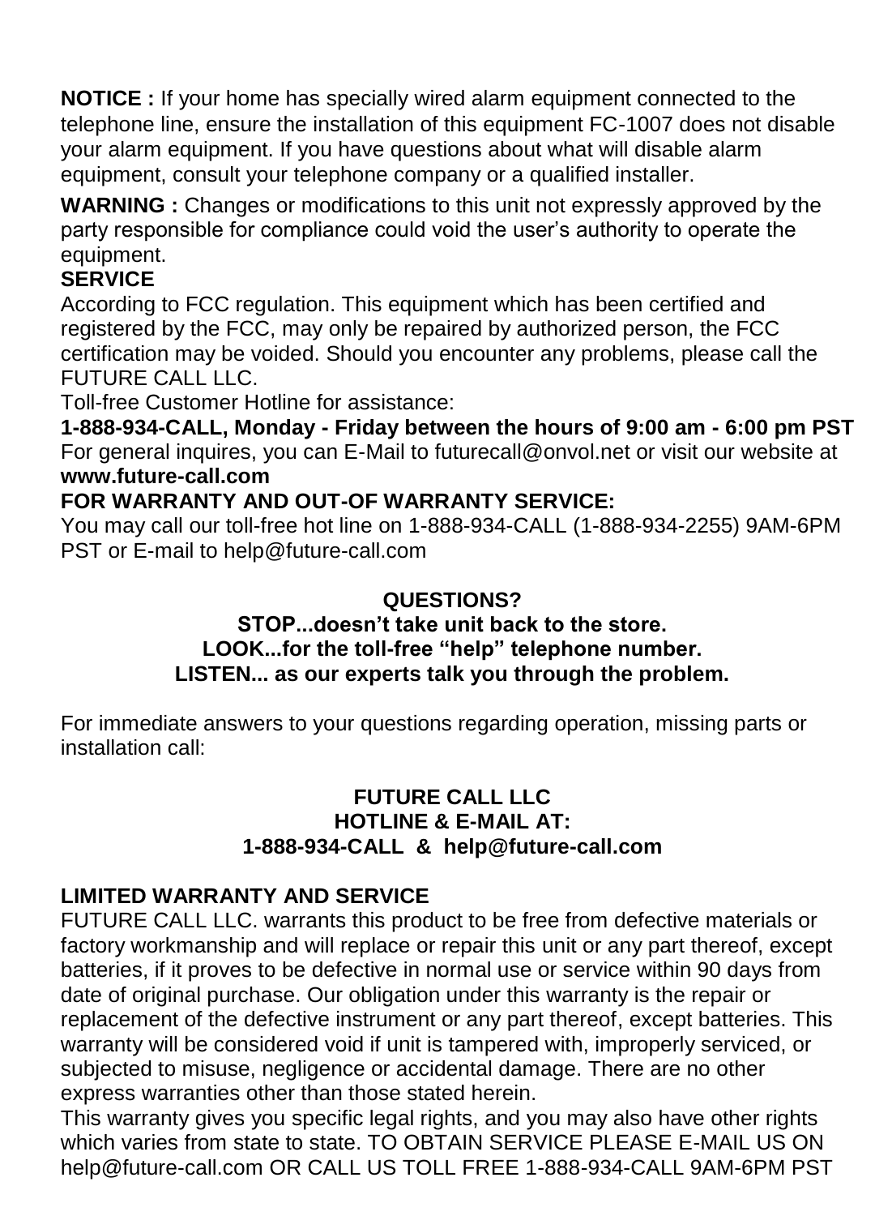**NOTICE :** If your home has specially wired alarm equipment connected to the telephone line, ensure the installation of this equipment FC-1007 does not disable your alarm equipment. If you have questions about what will disable alarm equipment, consult your telephone company or a qualified installer.

**WARNING :** Changes or modifications to this unit not expressly approved by the party responsible for compliance could void the user's authority to operate the equipment.

**SERVICE**

According to FCC regulation. This equipment which has been certified and registered by the FCC, may only be repaired by authorized person, the FCC certification may be voided. Should you encounter any problems, please call the FUTURE CALL LLC.

Toll-free Customer Hotline for assistance:

**1-888-934-CALL, Monday - Friday between the hours of 9:00 am - 6:00 pm PST**

For general inquires, you can E-Mail to futurecall@onvol.net or visit our website at **www.future-call.com**

**FOR WARRANTY AND OUT-OF WARRANTY SERVICE:**

You may call our toll-free hot line on 1-888-934-CALL (1-888-934-2255) 9AM-6PM PST or E-mail to help@future-call.com

**QUESTIONS?**
**STOP...doesn't take unit back to the store.**
**LOOK...for the toll-free "help" telephone number.**
**LISTEN... as our experts talk you through the problem.**

For immediate answers to your questions regarding operation, missing parts or installation call:

**FUTURE CALL LLC**
**HOTLINE & E-MAIL AT:**
**1-888-934-CALL & help@future-call.com**

**LIMITED WARRANTY AND SERVICE**

FUTURE CALL LLC. warrants this product to be free from defective materials or factory workmanship and will replace or repair this unit or any part thereof, except batteries, if it proves to be defective in normal use or service within 90 days from date of original purchase. Our obligation under this warranty is the repair or replacement of the defective instrument or any part thereof, except batteries. This warranty will be considered void if unit is tampered with, improperly serviced, or subjected to misuse, negligence or accidental damage. There are no other express warranties other than those stated herein.

This warranty gives you specific legal rights, and you may also have other rights which varies from state to state. TO OBTAIN SERVICE PLEASE E-MAIL US ON help@future-call.com OR CALL US TOLL FREE 1-888-934-CALL 9AM-6PM PST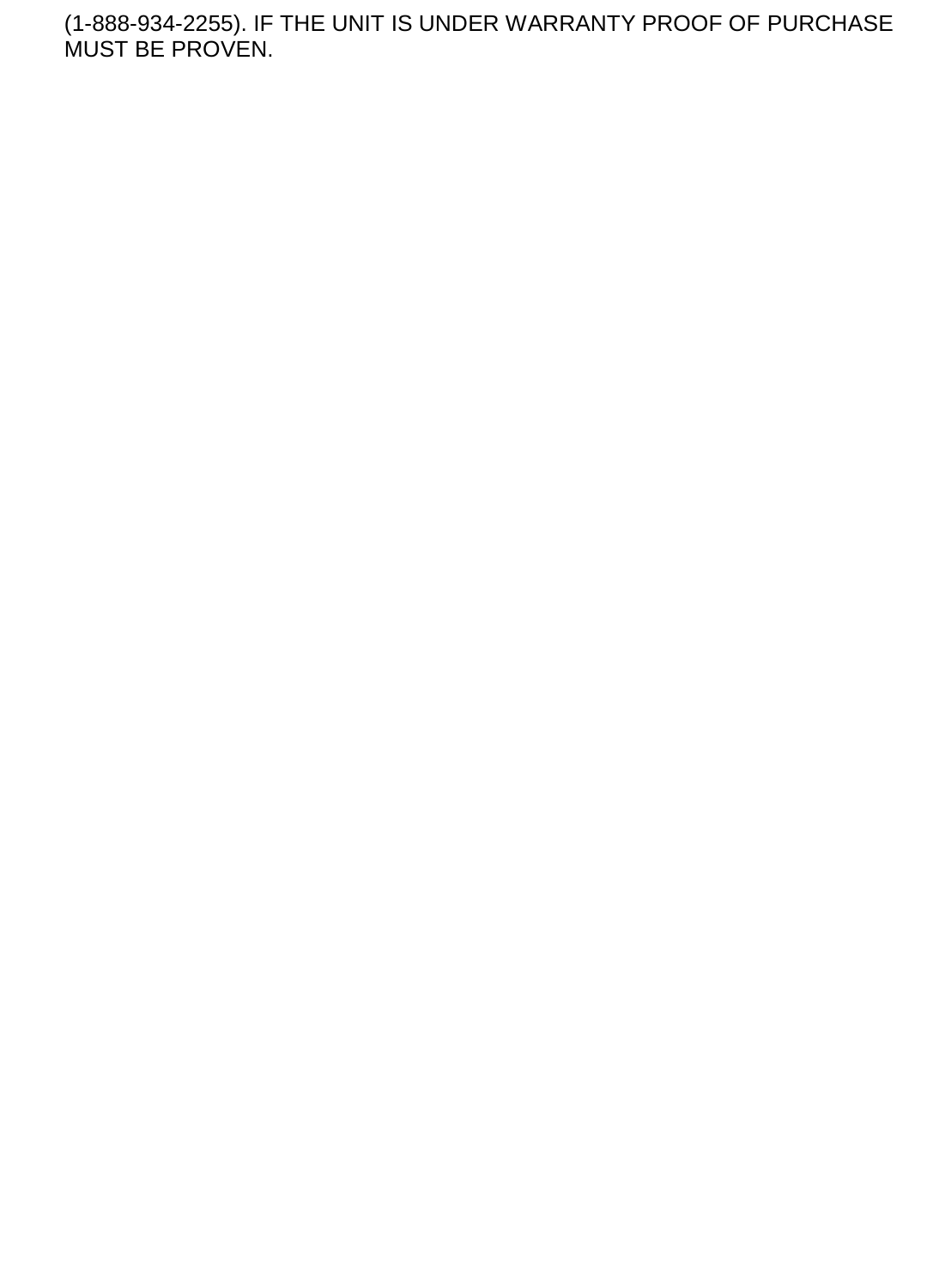(1-888-934-2255). IF THE UNIT IS UNDER WARRANTY PROOF OF PURCHASE MUST BE PROVEN.